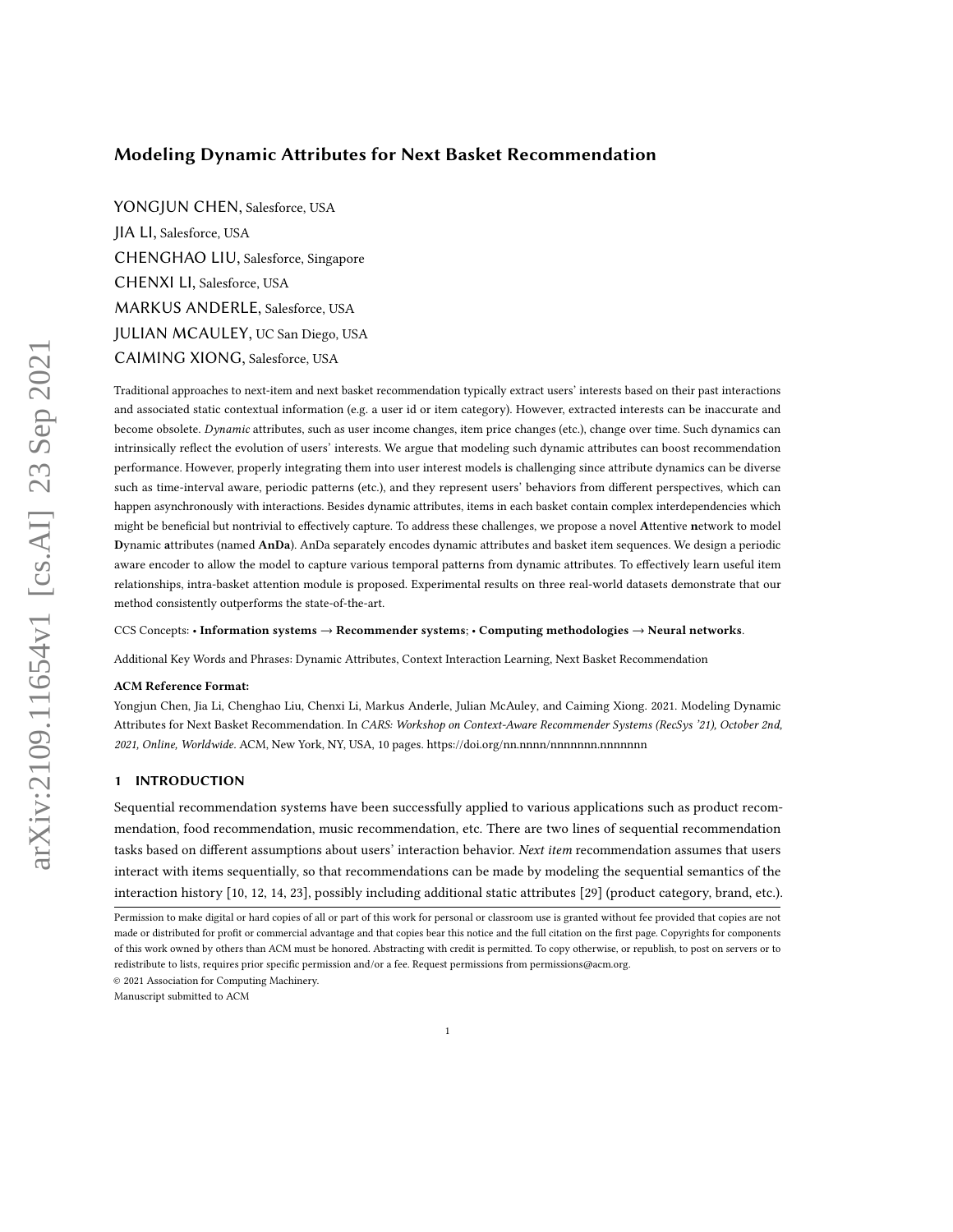# Modeling Dynamic Attributes for Next Basket Recommendation

YONGJUN CHEN, Salesforce, USA

JIA LI, Salesforce, USA

CHENGHAO LIU, Salesforce, Singapore

CHENXI LI, Salesforce, USA

MARKUS ANDERLE, Salesforce, USA

JULIAN MCAULEY, UC San Diego, USA

CAIMING XIONG, Salesforce, USA

Traditional approaches to next-item and next basket recommendation typically extract users' interests based on their past interactions and associated static contextual information (e.g. a user id or item category). However, extracted interests can be inaccurate and become obsolete. *Dynamic* attributes, such as user income changes, item price changes (etc.), change over time. Such dynamics can intrinsically reflect the evolution of users' interests. We argue that modeling such dynamic attributes can boost recommendation performance. However, properly integrating them into user interest models is challenging since attribute dynamics can be diverse such as time-interval aware, periodic patterns (etc.), and they represent users' behaviors from different perspectives, which can happen asynchronously with interactions. Besides dynamic attributes, items in each basket contain complex interdependencies which might be beneficial but nontrivial to effectively capture. To address these challenges, we propose a novel **A**ttentive **n**etwork to model **D**ynamic **a**ttributes (named **AnDa**). AnDa separately encodes dynamic attributes and basket item sequences. We design a periodic aware encoder to allow the model to capture various temporal patterns from dynamic attributes. To effectively learn useful item relationships, intra-basket attention module is proposed. Experimental results on three real-world datasets demonstrate that our method consistently outperforms the state-of-the-art.

CCS Concepts: • **Information systems → Recommender systems**; • **Computing methodologies → Neural networks**.

Additional Key Words and Phrases: Dynamic Attributes, Context Interaction Learning, Next Basket Recommendation

**ACM Reference Format:**

Yongjun Chen, Jia Li, Chenghao Liu, Chenxi Li, Markus Anderle, Julian McAuley, and Caiming Xiong. 2021. Modeling Dynamic Attributes for Next Basket Recommendation. In *CARS: Workshop on Context-Aware Recommender Systems (RecSys '21), October 2nd, 2021, Online, Worldwide.* ACM, New York, NY, USA, 10 pages. https://doi.org/nn.nnnn/nnnnnnn.nnnnnnn

## 1 INTRODUCTION

Sequential recommendation systems have been successfully applied to various applications such as product recommendation, food recommendation, music recommendation, etc. There are two lines of sequential recommendation tasks based on different assumptions about users' interaction behavior. *Next item* recommendation assumes that users interact with items sequentially, so that recommendations can be made by modeling the sequential semantics of the interaction history [10, 12, 14, 23], possibly including additional static attributes [29] (product category, brand, etc.).

Permission to make digital or hard copies of all or part of this work for personal or classroom use is granted without fee provided that copies are not made or distributed for profit or commercial advantage and that copies bear this notice and the full citation on the first page. Copyrights for components of this work owned by others than ACM must be honored. Abstracting with credit is permitted. To copy otherwise, or republish, to post on servers or to redistribute to lists, requires prior specific permission and/or a fee. Request permissions from permissions@acm.org.

© 2021 Association for Computing Machinery.

Manuscript submitted to ACM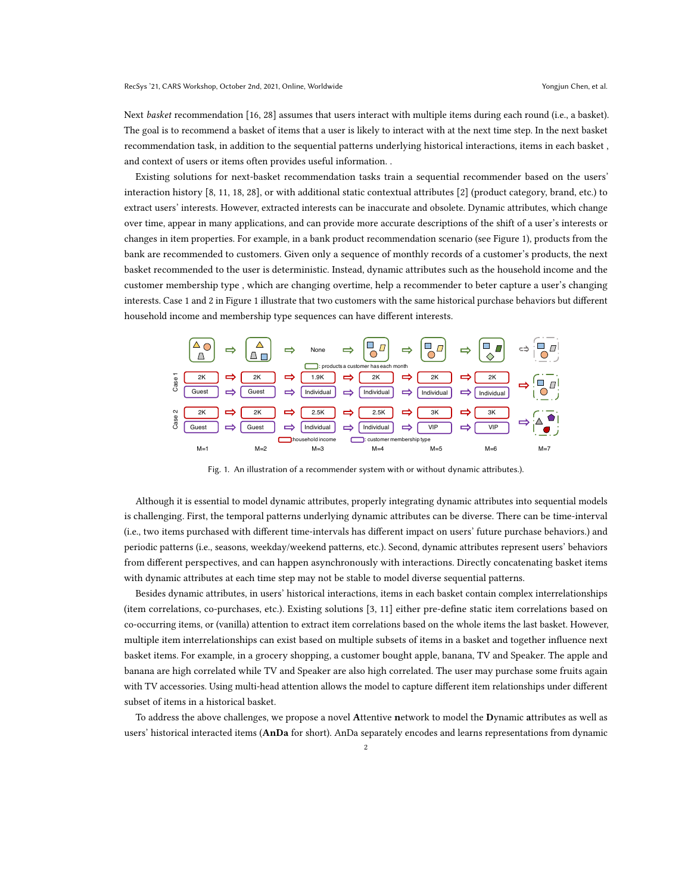Next *basket* recommendation [16, 28] assumes that users interact with multiple items during each round (i.e., a basket). The goal is to recommend a basket of items that a user is likely to interact with at the next time step. In the next basket recommendation task, in addition to the sequential patterns underlying historical interactions, items in each basket , and context of users or items often provides useful information. .

Existing solutions for next-basket recommendation tasks train a sequential recommender based on the users' interaction history [8, 11, 18, 28], or with additional static contextual attributes [2] (product category, brand, etc.) to extract users' interests. However, extracted interests can be inaccurate and obsolete. Dynamic attributes, which change over time, appear in many applications, and can provide more accurate descriptions of the shift of a user's interests or changes in item properties. For example, in a bank product recommendation scenario (see Figure 1), products from the bank are recommended to customers. Given only a sequence of monthly records of a customer's products, the next basket recommended to the user is deterministic. Instead, dynamic attributes such as the household income and the customer membership type , which are changing overtime, help a recommender to beter capture a user's changing interests. Case 1 and 2 in Figure 1 illustrate that two customers with the same historical purchase behaviors but different household income and membership type sequences can have different interests.

None
: products a customer has each month
Case 1
2K 2K 1.9K 2K 2K 2K
Guest Guest Individual Individual Individual Individual
Case 2
2K 2K 2.5K 2.5K 3K 3K
Guest Guest Individual Individual VIP VIP
household income
: customer membership type
M=1 M=2 M=3 M=4 M=5 M=6 M=7

Fig. 1. An illustration of a recommender system with or without dynamic attributes.).

Although it is essential to model dynamic attributes, properly integrating dynamic attributes into sequential models is challenging. First, the temporal patterns underlying dynamic attributes can be diverse. There can be time-interval (i.e., two items purchased with different time-intervals has different impact on users' future purchase behaviors.) and periodic patterns (i.e., seasons, weekday/weekend patterns, etc.). Second, dynamic attributes represent users' behaviors from different perspectives, and can happen asynchronously with interactions. Directly concatenating basket items with dynamic attributes at each time step may not be stable to model diverse sequential patterns.

Besides dynamic attributes, in users' historical interactions, items in each basket contain complex interrelationships (item correlations, co-purchases, etc.). Existing solutions [3, 11] either pre-define static item correlations based on co-occurring items, or (vanilla) attention to extract item correlations based on the whole items the last basket. However, multiple item interrelationships can exist based on multiple subsets of items in a basket and together influence next basket items. For example, in a grocery shopping, a customer bought apple, banana, TV and Speaker. The apple and banana are high correlated while TV and Speaker are also high correlated. The user may purchase some fruits again with TV accessories. Using multi-head attention allows the model to capture different item relationships under different subset of items in a historical basket.

To address the above challenges, we propose a novel **A**ttentive **n**etwork to model the **D**ynamic **a**ttributes as well as users' historical interacted items (**AnDa** for short). AnDa separately encodes and learns representations from dynamic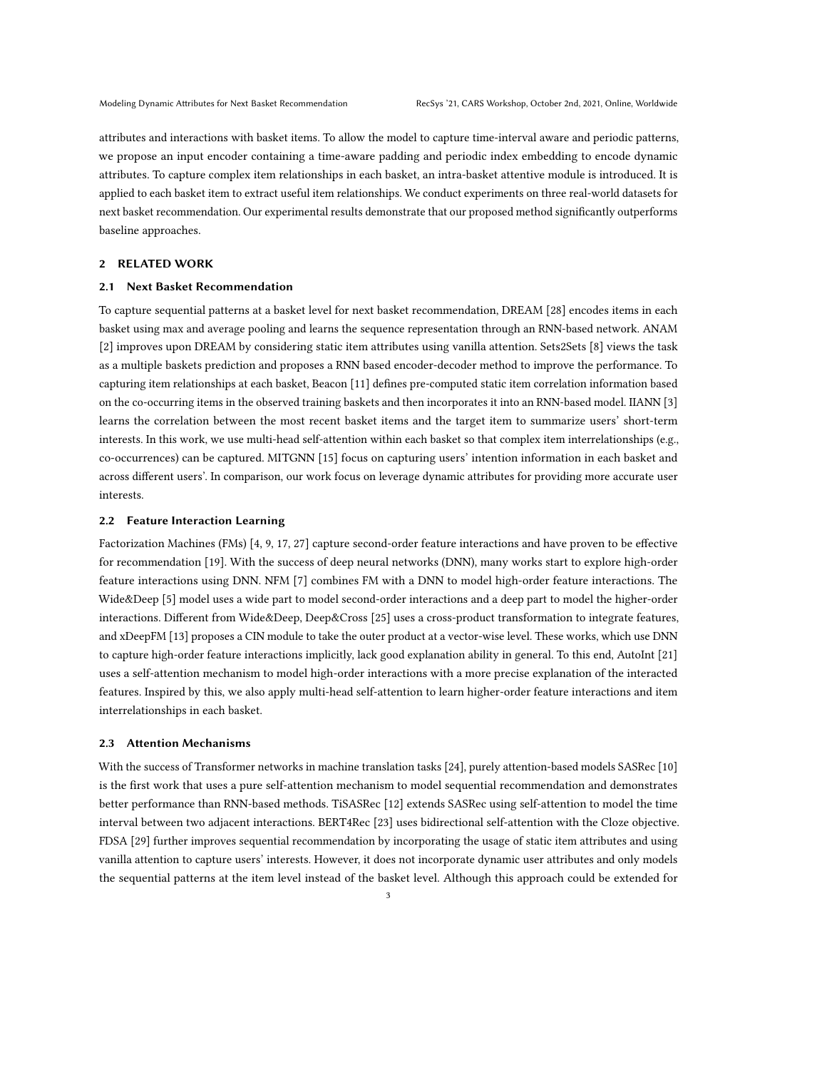attributes and interactions with basket items. To allow the model to capture time-interval aware and periodic patterns, we propose an input encoder containing a time-aware padding and periodic index embedding to encode dynamic attributes. To capture complex item relationships in each basket, an intra-basket attentive module is introduced. It is applied to each basket item to extract useful item relationships. We conduct experiments on three real-world datasets for next basket recommendation. Our experimental results demonstrate that our proposed method significantly outperforms baseline approaches.

## 2 RELATED WORK

### 2.1 Next Basket Recommendation

To capture sequential patterns at a basket level for next basket recommendation, DREAM [28] encodes items in each basket using max and average pooling and learns the sequence representation through an RNN-based network. ANAM [2] improves upon DREAM by considering static item attributes using vanilla attention. Sets2Sets [8] views the task as a multiple baskets prediction and proposes a RNN based encoder-decoder method to improve the performance. To capturing item relationships at each basket, Beacon [11] defines pre-computed static item correlation information based on the co-occurring items in the observed training baskets and then incorporates it into an RNN-based model. IIANN [3] learns the correlation between the most recent basket items and the target item to summarize users' short-term interests. In this work, we use multi-head self-attention within each basket so that complex item interrelationships (e.g., co-occurrences) can be captured. MITGNN [15] focus on capturing users' intention information in each basket and across different users'. In comparison, our work focus on leverage dynamic attributes for providing more accurate user interests.

### 2.2 Feature Interaction Learning

Factorization Machines (FMs) [4, 9, 17, 27] capture second-order feature interactions and have proven to be effective for recommendation [19]. With the success of deep neural networks (DNN), many works start to explore high-order feature interactions using DNN. NFM [7] combines FM with a DNN to model high-order feature interactions. The Wide&Deep [5] model uses a wide part to model second-order interactions and a deep part to model the higher-order interactions. Different from Wide&Deep, Deep&Cross [25] uses a cross-product transformation to integrate features, and xDeepFM [13] proposes a CIN module to take the outer product at a vector-wise level. These works, which use DNN to capture high-order feature interactions implicitly, lack good explanation ability in general. To this end, AutoInt [21] uses a self-attention mechanism to model high-order interactions with a more precise explanation of the interacted features. Inspired by this, we also apply multi-head self-attention to learn higher-order feature interactions and item interrelationships in each basket.

### 2.3 Attention Mechanisms

With the success of Transformer networks in machine translation tasks [24], purely attention-based models SASRec [10] is the first work that uses a pure self-attention mechanism to model sequential recommendation and demonstrates better performance than RNN-based methods. TiSASRec [12] extends SASRec using self-attention to model the time interval between two adjacent interactions. BERT4Rec [23] uses bidirectional self-attention with the Cloze objective. FDSA [29] further improves sequential recommendation by incorporating the usage of static item attributes and using vanilla attention to capture users' interests. However, it does not incorporate dynamic user attributes and only models the sequential patterns at the item level instead of the basket level. Although this approach could be extended for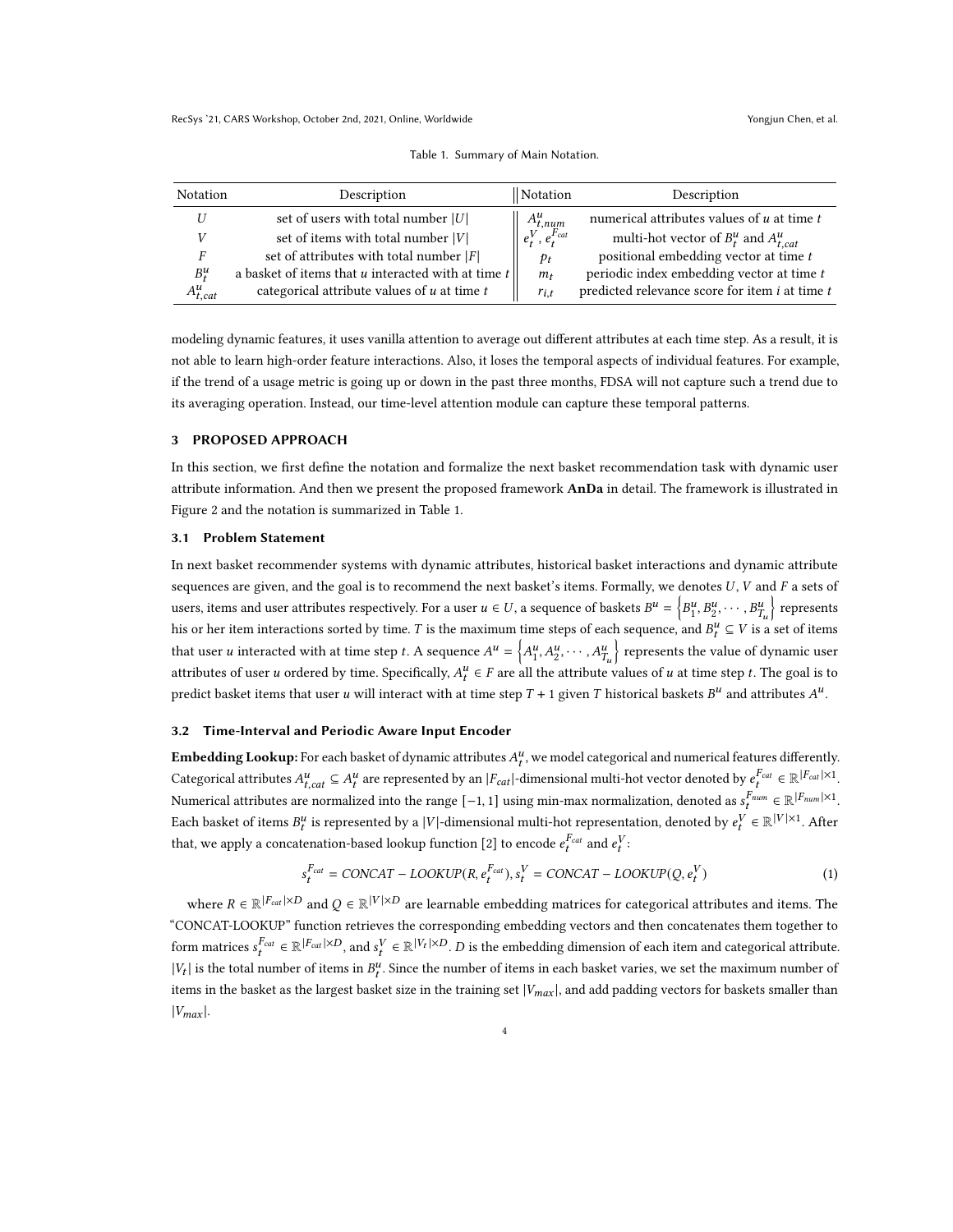Table 1. Summary of Main Notation.

| Notation | Description | Notation | Description |
| --- | --- | --- | --- |
| $U$ | set of users with total number $\|U\|$ | $A^u_{t,num}$ | numerical attributes values of $u$ at time $t$ |
| $V$ | set of items with total number $\|V\|$ | $e^V_t$, $e^{F_{cat}}_t$ | multi-hot vector of $B^u_t$ and $A^u_{t,cat}$ |
| $F$ | set of attributes with total number $\|F\|$ | $p_t$ | positional embedding vector at time $t$ |
| $B^u_t$ | a basket of items that $u$ interacted with at time $t$ | $m_t$ | periodic index embedding vector at time $t$ |
| $A^u_{t,cat}$ | categorical attribute values of $u$ at time $t$ | $r_{i,t}$ | predicted relevance score for item $i$ at time $t$ |

modeling dynamic features, it uses vanilla attention to average out different attributes at each time step. As a result, it is not able to learn high-order feature interactions. Also, it loses the temporal aspects of individual features. For example, if the trend of a usage metric is going up or down in the past three months, FDSA will not capture such a trend due to its averaging operation. Instead, our time-level attention module can capture these temporal patterns.

## 3 PROPOSED APPROACH

In this section, we first define the notation and formalize the next basket recommendation task with dynamic user attribute information. And then we present the proposed framework **AnDa** in detail. The framework is illustrated in Figure 2 and the notation is summarized in Table 1.

### 3.1 Problem Statement

In next basket recommender systems with dynamic attributes, historical basket interactions and dynamic attribute sequences are given, and the goal is to recommend the next basket's items. Formally, we denotes $U$, $V$ and $F$ a sets of users, items and user attributes respectively. For a user $u \in U$, a sequence of baskets $B^u = \left\{B^u_1, B^u_2, \cdots, B^u_{T_u}\right\}$ represents his or her item interactions sorted by time. $T$ is the maximum time steps of each sequence, and $B^u_t \subseteq V$ is a set of items that user $u$ interacted with at time step $t$. A sequence $A^u = \left\{A^u_1, A^u_2, \cdots, A^u_{T_u}\right\}$ represents the value of dynamic user attributes of user $u$ ordered by time. Specifically, $A^u_t \in F$ are all the attribute values of $u$ at time step $t$. The goal is to predict basket items that user $u$ will interact with at time step $T+1$ given $T$ historical baskets $B^u$ and attributes $A^u$.

### 3.2 Time-Interval and Periodic Aware Input Encoder

**Embedding Lookup:** For each basket of dynamic attributes $A^u_t$, we model categorical and numerical features differently. Categorical attributes $A^u_{t,cat} \subseteq A^u_t$ are represented by an $|F_{cat}|$-dimensional multi-hot vector denoted by $e^{F_{cat}}_t \in \mathbb{R}^{|F_{cat}| \times 1}$. Numerical attributes are normalized into the range $[-1, 1]$ using min-max normalization, denoted as $s^{F_{num}}_t \in \mathbb{R}^{|F_{num}| \times 1}$. Each basket of items $B^u_t$ is represented by a $|V|$-dimensional multi-hot representation, denoted by $e^V_t \in \mathbb{R}^{|V| \times 1}$. After that, we apply a concatenation-based lookup function [2] to encode $e^{F_{cat}}_t$ and $e^V_t$:

$$s^{F_{cat}}_t = CONCAT-LOOKUP(R, e^{F_{cat}}_t), s^V_t = CONCAT-LOOKUP(Q, e^V_t) \tag{1}$$

where $R \in \mathbb{R}^{|F_{cat}| \times D}$ and $Q \in \mathbb{R}^{|V| \times D}$ are learnable embedding matrices for categorical attributes and items. The "CONCAT-LOOKUP" function retrieves the corresponding embedding vectors and then concatenates them together to form matrices $s^{F_{cat}}_t \in \mathbb{R}^{|F_{cat}| \times D}$, and $s^V_t \in \mathbb{R}^{|V_t| \times D}$. $D$ is the embedding dimension of each item and categorical attribute. $|V_t|$ is the total number of items in $B^u_t$. Since the number of items in each basket varies, we set the maximum number of items in the basket as the largest basket size in the training set $|V_{max}|$, and add padding vectors for baskets smaller than $|V_{max}|$.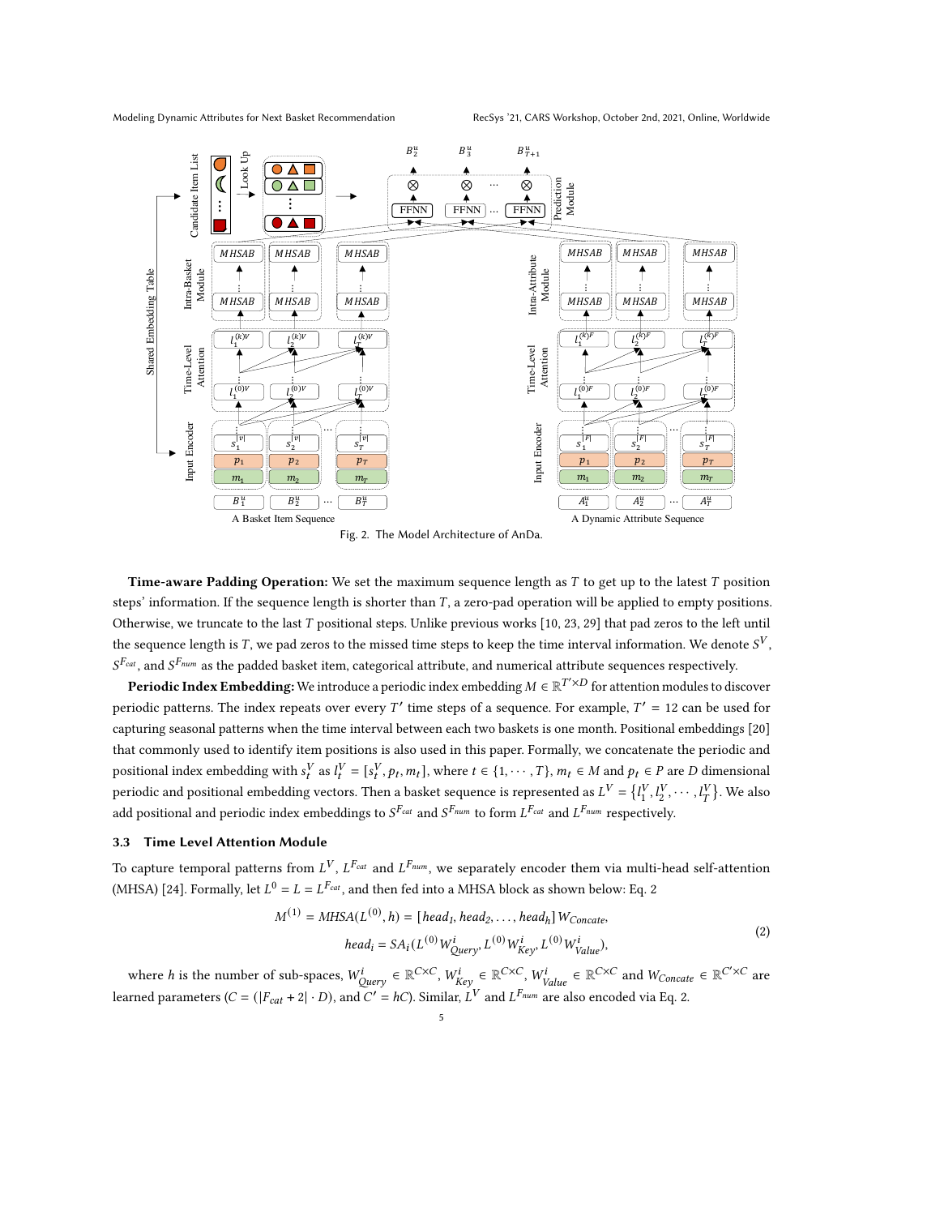Fig. 2. The Model Architecture of AnDa.

**Time-aware Padding Operation:** We set the maximum sequence length as $T$ to get up to the latest $T$ position steps' information. If the sequence length is shorter than $T$, a zero-pad operation will be applied to empty positions. Otherwise, we truncate to the last $T$ positional steps. Unlike previous works [10, 23, 29] that pad zeros to the left until the sequence length is $T$, we pad zeros to the missed time steps to keep the time interval information. We denote $S^V$, $S^{F_{cat}}$, and $S^{F_{num}}$ as the padded basket item, categorical attribute, and numerical attribute sequences respectively.

**Periodic Index Embedding:** We introduce a periodic index embedding $M \in \mathbb{R}^{T' \times D}$ for attention modules to discover periodic patterns. The index repeats over every $T'$ time steps of a sequence. For example, $T' = 12$ can be used for capturing seasonal patterns when the time interval between each two baskets is one month. Positional embeddings [20] that commonly used to identify item positions is also used in this paper. Formally, we concatenate the periodic and positional index embedding with $s_t^V$ as $l_t^V = [s_t^V, p_t, m_t]$, where $t \in \{1, \cdots, T\}$, $m_t \in M$ and $p_t \in P$ are $D$ dimensional periodic and positional embedding vectors. Then a basket sequence is represented as $L^V = \{l_1^V, l_2^V, \cdots, l_T^V\}$. We also add positional and periodic index embeddings to $S^{F_{cat}}$ and $S^{F_{num}}$ to form $L^{F_{cat}}$ and $L^{F_{num}}$ respectively.

### 3.3 Time Level Attention Module

To capture temporal patterns from $L^V$, $L^{F_{cat}}$ and $L^{F_{num}}$, we separately encoder them via multi-head self-attention (MHSA) [24]. Formally, let $L^0 = L = L^{F_{cat}}$, and then fed into a MHSA block as shown below: Eq. 2

$$
\begin{aligned}
M^{(1)} &= MHSA(L^{(0)}, h) = [head_1, head_2, \ldots, head_h] W_{Concate}, \\
head_i &= SA_i(L^{(0)} W_{Query}^i, L^{(0)} W_{Key}^i, L^{(0)} W_{Value}^i),
\end{aligned}
\tag{2}
$$

where $h$ is the number of sub-spaces, $W_{Query}^i \in \mathbb{R}^{C \times C}$, $W_{Key}^i \in \mathbb{R}^{C \times C}$, $W_{Value}^i \in \mathbb{R}^{C \times C}$ and $W_{Concate} \in \mathbb{R}^{C' \times C}$ are learned parameters ($C = (|F_{cat} + 2| \cdot D)$, and $C' = hC$). Similar, $L^V$ and $L^{F_{num}}$ are also encoded via Eq. 2.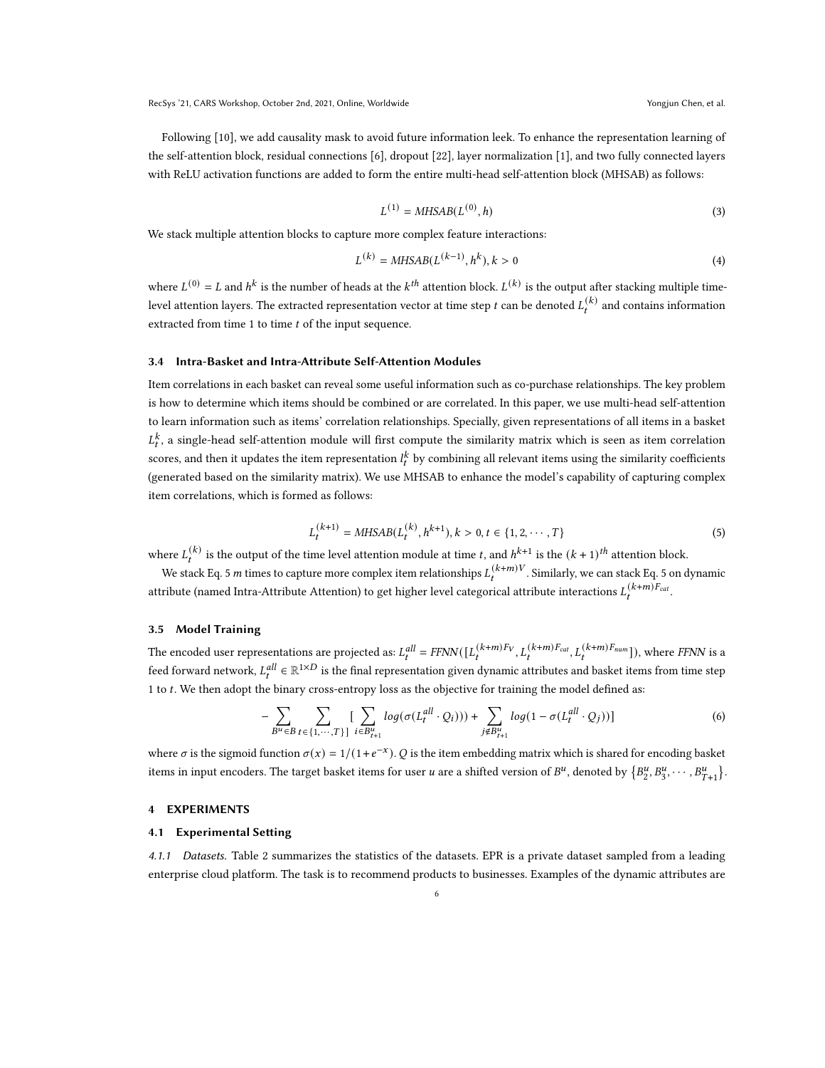Following [10], we add causality mask to avoid future information leek. To enhance the representation learning of the self-attention block, residual connections [6], dropout [22], layer normalization [1], and two fully connected layers with ReLU activation functions are added to form the entire multi-head self-attention block (MHSAB) as follows:

$$L^{(1)} = MHSAB(L^{(0)}, h) \tag{3}$$

We stack multiple attention blocks to capture more complex feature interactions:

$$L^{(k)} = MHSAB(L^{(k-1)}, h^k), k > 0 \tag{4}$$

where $L^{(0)} = L$ and $h^k$ is the number of heads at the $k^{th}$ attention block. $L^{(k)}$ is the output after stacking multiple time-level attention layers. The extracted representation vector at time step $t$ can be denoted $L_t^{(k)}$ and contains information extracted from time 1 to time $t$ of the input sequence.

### 3.4 Intra-Basket and Intra-Attribute Self-Attention Modules

Item correlations in each basket can reveal some useful information such as co-purchase relationships. The key problem is how to determine which items should be combined or are correlated. In this paper, we use multi-head self-attention to learn information such as items' correlation relationships. Specially, given representations of all items in a basket $L_t^k$, a single-head self-attention module will first compute the similarity matrix which is seen as item correlation scores, and then it updates the item representation $l_t^k$ by combining all relevant items using the similarity coefficients (generated based on the similarity matrix). We use MHSAB to enhance the model's capability of capturing complex item correlations, which is formed as follows:

$$L_t^{(k+1)} = MHSAB(L_t^{(k)}, h^{k+1}), k > 0, t \in \{1, 2, \cdots, T\} \tag{5}$$

where $L_t^{(k)}$ is the output of the time level attention module at time $t$, and $h^{k+1}$ is the $(k+1)^{th}$ attention block.

We stack Eq. 5 $m$ times to capture more complex item relationships $L_t^{(k+m)V}$. Similarly, we can stack Eq. 5 on dynamic attribute (named Intra-Attribute Attention) to get higher level categorical attribute interactions $L_t^{(k+m)F_{cat}}$.

### 3.5 Model Training

The encoded user representations are projected as: $L_t^{all} = FFNN([L_t^{(k+m)F_V}, L_t^{(k+m)F_{cat}}, L_t^{(k+m)F_{num}}])$, where $FFNN$ is a feed forward network, $L_t^{all} \in \mathbb{R}^{1 \times D}$ is the final representation given dynamic attributes and basket items from time step 1 to $t$. We then adopt the binary cross-entropy loss as the objective for training the model defined as:

$$-\sum_{B^u \in B} \sum_{t \in \{1, \cdots, T\}} \left[ \sum_{i \in B_{t+1}^u} log(\sigma(L_t^{all} \cdot Q_i))) + \sum_{j \notin B_{t+1}^u} log(1 - \sigma(L_t^{all} \cdot Q_j)) \right] \tag{6}$$

where $\sigma$ is the sigmoid function $\sigma(x) = 1/(1+e^{-x})$. $Q$ is the item embedding matrix which is shared for encoding basket items in input encoders. The target basket items for user $u$ are a shifted version of $B^u$, denoted by $\{B_2^u, B_3^u, \cdots, B_{T+1}^u\}$.

## 4 EXPERIMENTS

### 4.1 Experimental Setting

*4.1.1 Datasets.* Table 2 summarizes the statistics of the datasets. EPR is a private dataset sampled from a leading enterprise cloud platform. The task is to recommend products to businesses. Examples of the dynamic attributes are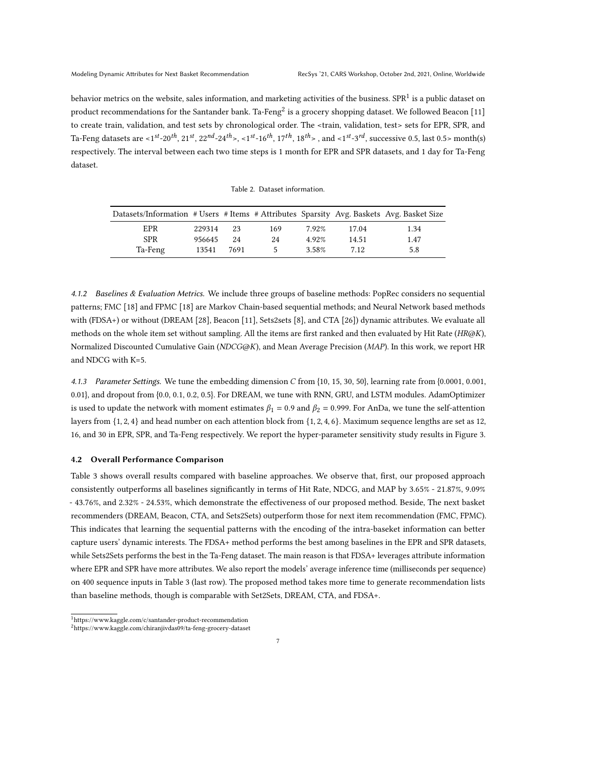behavior metrics on the website, sales information, and marketing activities of the business. SPR[1] is a public dataset on product recommendations for the Santander bank. Ta-Feng[2] is a grocery shopping dataset. We followed Beacon [11] to create train, validation, and test sets by chronological order. The <train, validation, test> sets for EPR, SPR, and Ta-Feng datasets are <$1^{st}$-$20^{th}$, $21^{st}$, $22^{nd}$-$24^{th}$>, <$1^{st}$-$16^{th}$, $17^{th}$, $18^{th}$> , and <$1^{st}$-$3^{rd}$, successive 0.5, last 0.5> month(s) respectively. The interval between each two time steps is 1 month for EPR and SPR datasets, and 1 day for Ta-Feng dataset.

Table 2. Dataset information.

| Datasets/Information | # Users | # Items | # Attributes | Sparsity | Avg. Baskets | Avg. Basket Size |
|---|---|---|---|---|---|---|
| EPR | 229314 | 23 | 169 | 7.92% | 17.04 | 1.34 |
| SPR | 956645 | 24 | 24 | 4.92% | 14.51 | 1.47 |
| Ta-Feng | 13541 | 7691 | 5 | 3.58% | 7.12 | 5.8 |

*4.1.2 Baselines & Evaluation Metrics.* We include three groups of baseline methods: PopRec considers no sequential patterns; FMC [18] and FPMC [18] are Markov Chain-based sequential methods; and Neural Network based methods with (FDSA+) or without (DREAM [28], Beacon [11], Sets2sets [8], and CTA [26]) dynamic attributes. We evaluate all methods on the whole item set without sampling. All the items are first ranked and then evaluated by Hit Rate (*HR@K*), Normalized Discounted Cumulative Gain (*NDCG@K*), and Mean Average Precision (*MAP*). In this work, we report HR and NDCG with K=5.

*4.1.3 Parameter Settings.* We tune the embedding dimension $C$ from {10, 15, 30, 50}, learning rate from {0.0001, 0.001, 0.01}, and dropout from {0.0, 0.1, 0.2, 0.5}. For DREAM, we tune with RNN, GRU, and LSTM modules. AdamOptimizer is used to update the network with moment estimates $\beta_1 = 0.9$ and $\beta_2 = 0.999$. For AnDa, we tune the self-attention layers from $\{1, 2, 4\}$ and head number on each attention block from $\{1, 2, 4, 6\}$. Maximum sequence lengths are set as 12, 16, and 30 in EPR, SPR, and Ta-Feng respectively. We report the hyper-parameter sensitivity study results in Figure 3.

### 4.2 Overall Performance Comparison

Table 3 shows overall results compared with baseline approaches. We observe that, first, our proposed approach consistently outperforms all baselines significantly in terms of Hit Rate, NDCG, and MAP by 3.65% - 21.87%, 9.09% - 43.76%, and 2.32% - 24.53%, which demonstrate the effectiveness of our proposed method. Beside, The next basket recommenders (DREAM, Beacon, CTA, and Sets2Sets) outperform those for next item recommendation (FMC, FPMC). This indicates that learning the sequential patterns with the encoding of the intra-baseket information can better capture users' dynamic interests. The FDSA+ method performs the best among baselines in the EPR and SPR datasets, while Sets2Sets performs the best in the Ta-Feng dataset. The main reason is that FDSA+ leverages attribute information where EPR and SPR have more attributes. We also report the models' average inference time (milliseconds per sequence) on 400 sequence inputs in Table 3 (last row). The proposed method takes more time to generate recommendation lists than baseline methods, though is comparable with Set2Sets, DREAM, CTA, and FDSA+.

[1] https://www.kaggle.com/c/santander-product-recommendation

[2] https://www.kaggle.com/chiranjivdas09/ta-feng-grocery-dataset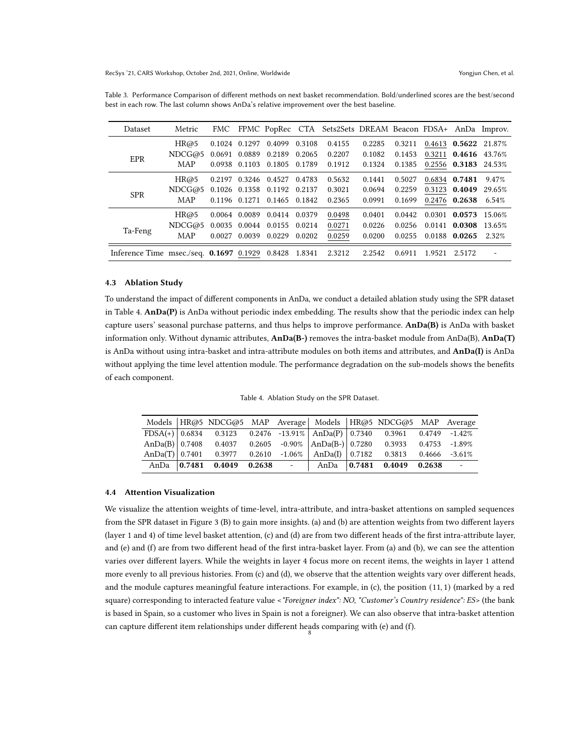Table 3. Performance Comparison of different methods on next basket recommendation. Bold/underlined scores are the best/second best in each row. The last column shows AnDa's relative improvement over the best baseline.

| Dataset | Metric | FMC | FPMC | PopRec | CTA | Sets2Sets | DREAM | Beacon | FDSA+ | AnDa | Improv. |
|---|---|---|---|---|---|---|---|---|---|---|---|
| EPR | HR@5 | 0.1024 | 0.1297 | 0.4099 | 0.3108 | 0.4155 | 0.2285 | 0.3211 | <u>0.4613</u> | **0.5622** | 21.87% |
| | NDCG@5 | 0.0691 | 0.0889 | 0.2189 | 0.2065 | 0.2207 | 0.1082 | 0.1453 | <u>0.3211</u> | **0.4616** | 43.76% |
| | MAP | 0.0938 | 0.1103 | 0.1805 | 0.1789 | 0.1912 | 0.1324 | 0.1385 | <u>0.2556</u> | **0.3183** | 24.53% |
| SPR | HR@5 | 0.2197 | 0.3246 | 0.4527 | 0.4783 | 0.5632 | 0.1441 | 0.5027 | <u>0.6834</u> | **0.7481** | 9.47% |
| | NDCG@5 | 0.1026 | 0.1358 | 0.1192 | 0.2137 | 0.3021 | 0.0694 | 0.2259 | <u>0.3123</u> | **0.4049** | 29.65% |
| | MAP | 0.1196 | 0.1271 | 0.1465 | 0.1842 | 0.2365 | 0.0991 | 0.1699 | <u>0.2476</u> | **0.2638** | 6.54% |
| Ta-Feng | HR@5 | 0.0064 | 0.0089 | 0.0414 | 0.0379 | <u>0.0498</u> | 0.0401 | 0.0442 | 0.0301 | **0.0573** | 15.06% |
| | NDCG@5 | 0.0035 | 0.0044 | 0.0155 | 0.0214 | <u>0.0271</u> | 0.0226 | 0.0256 | 0.0141 | **0.0308** | 13.65% |
| | MAP | 0.0027 | 0.0039 | 0.0229 | 0.0202 | <u>0.0259</u> | 0.0200 | 0.0255 | 0.0188 | **0.0265** | 2.32% |
| Inference Time | msec./seq. | **0.1697** | <u>0.1929</u> | 0.8428 | 1.8341 | 2.3212 | 2.2542 | 0.6911 | 1.9521 | 2.5172 | - |

### 4.3 Ablation Study

To understand the impact of different components in AnDa, we conduct a detailed ablation study using the SPR dataset in Table 4. **AnDa(P)** is AnDa without periodic index embedding. The results show that the periodic index can help capture users' seasonal purchase patterns, and thus helps to improve performance. **AnDa(B)** is AnDa with basket information only. Without dynamic attributes, **AnDa(B-)** removes the intra-basket module from AnDa(B), **AnDa(T)** is AnDa without using intra-basket and intra-attribute modules on both items and attributes, and **AnDa(I)** is AnDa without applying the time level attention module. The performance degradation on the sub-models shows the benefits of each component.

Table 4. Ablation Study on the SPR Dataset.

| Models | HR@5 | NDCG@5 | MAP | Average | Models | HR@5 | NDCG@5 | MAP | Average |
|---|---|---|---|---|---|---|---|---|---|
| FDSA(+) | 0.6834 | 0.3123 | 0.2476 | -13.91% | AnDa(P) | 0.7340 | 0.3961 | 0.4749 | -1.42% |
| AnDa(B) | 0.7408 | 0.4037 | 0.2605 | -0.90% | AnDa(B-) | 0.7280 | 0.3933 | 0.4753 | -1.89% |
| AnDa(T) | 0.7401 | 0.3977 | 0.2610 | -1.06% | AnDa(I) | 0.7182 | 0.3813 | 0.4666 | -3.61% |
| AnDa | **0.7481** | **0.4049** | **0.2638** | - | AnDa | **0.7481** | **0.4049** | **0.2638** | - |

### 4.4 Attention Visualization

We visualize the attention weights of time-level, intra-attribute, and intra-basket attentions on sampled sequences from the SPR dataset in Figure 3 (B) to gain more insights. (a) and (b) are attention weights from two different layers (layer 1 and 4) of time level basket attention, (c) and (d) are from two different heads of the first intra-attribute layer, and (e) and (f) are from two different head of the first intra-basket layer. From (a) and (b), we can see the attention varies over different layers. While the weights in layer 4 focus more on recent items, the weights in layer 1 attend more evenly to all previous histories. From (c) and (d), we observe that the attention weights vary over different heads, and the module captures meaningful feature interactions. For example, in (c), the position (11, 1) (marked by a red square) corresponding to interacted feature value <*"Foreigner index": NO*, *"Customer's Country residence": ES*> (the bank is based in Spain, so a customer who lives in Spain is not a foreigner). We can also observe that intra-basket attention can capture different item relationships under different heads comparing with (e) and (f).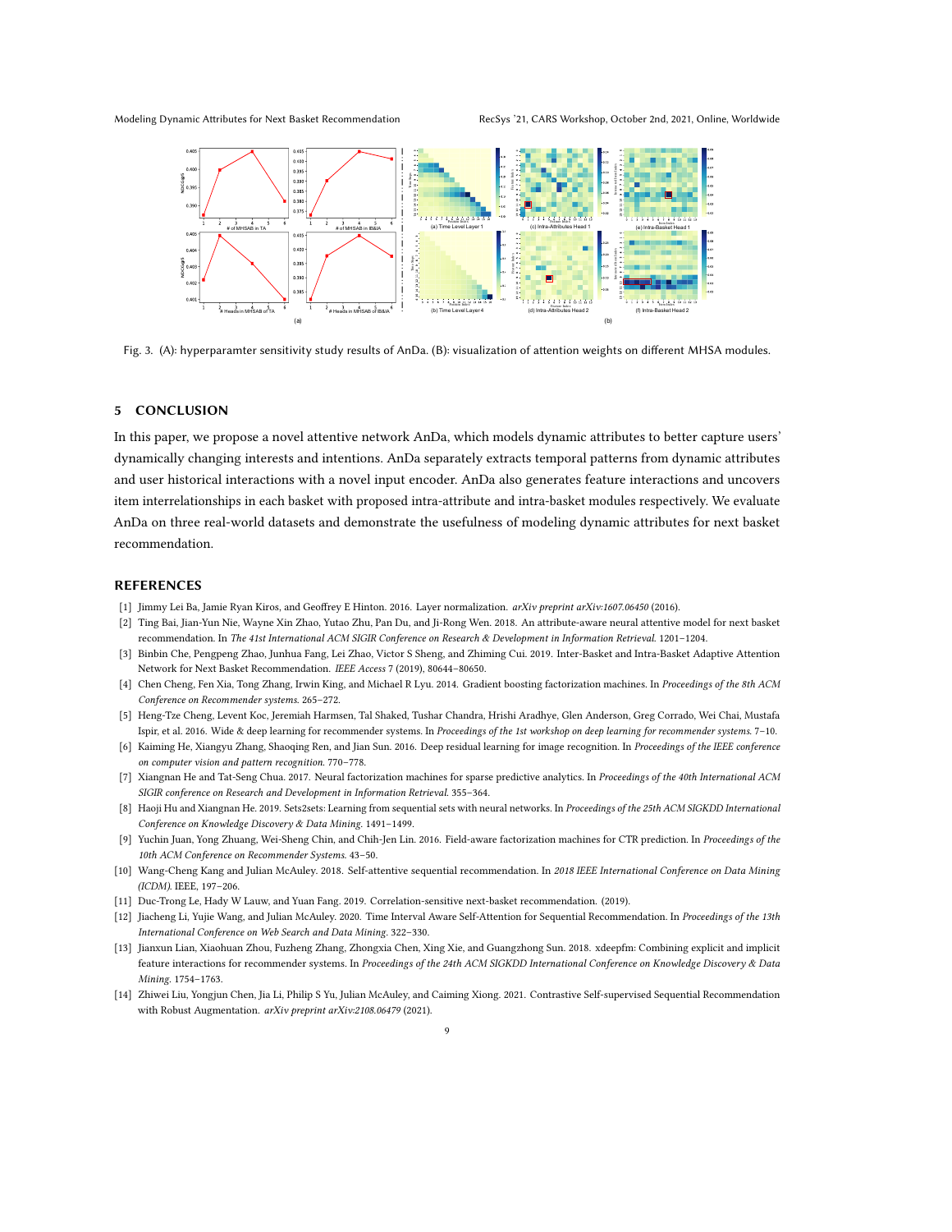Fig. 3. (A): hyperparamter sensitivity study results of AnDa. (B): visualization of attention weights on different MHSA modules.

## 5 CONCLUSION

In this paper, we propose a novel attentive network AnDa, which models dynamic attributes to better capture users' dynamically changing interests and intentions. AnDa separately extracts temporal patterns from dynamic attributes and user historical interactions with a novel input encoder. AnDa also generates feature interactions and uncovers item interrelationships in each basket with proposed intra-attribute and intra-basket modules respectively. We evaluate AnDa on three real-world datasets and demonstrate the usefulness of modeling dynamic attributes for next basket recommendation.

## REFERENCES

[1] Jimmy Lei Ba, Jamie Ryan Kiros, and Geoffrey E Hinton. 2016. Layer normalization. *arXiv preprint arXiv:1607.06450* (2016).

[2] Ting Bai, Jian-Yun Nie, Wayne Xin Zhao, Yutao Zhu, Pan Du, and Ji-Rong Wen. 2018. An attribute-aware neural attentive model for next basket recommendation. In *The 41st International ACM SIGIR Conference on Research & Development in Information Retrieval*. 1201–1204.

[3] Binbin Che, Pengpeng Zhao, Junhua Fang, Lei Zhao, Victor S Sheng, and Zhiming Cui. 2019. Inter-Basket and Intra-Basket Adaptive Attention Network for Next Basket Recommendation. *IEEE Access* 7 (2019), 80644–80650.

[4] Chen Cheng, Fen Xia, Tong Zhang, Irwin King, and Michael R Lyu. 2014. Gradient boosting factorization machines. In *Proceedings of the 8th ACM Conference on Recommender systems*. 265–272.

[5] Heng-Tze Cheng, Levent Koc, Jeremiah Harmsen, Tal Shaked, Tushar Chandra, Hrishi Aradhye, Glen Anderson, Greg Corrado, Wei Chai, Mustafa Ispir, et al. 2016. Wide & deep learning for recommender systems. In *Proceedings of the 1st workshop on deep learning for recommender systems*. 7–10.

[6] Kaiming He, Xiangyu Zhang, Shaoqing Ren, and Jian Sun. 2016. Deep residual learning for image recognition. In *Proceedings of the IEEE conference on computer vision and pattern recognition*. 770–778.

[7] Xiangnan He and Tat-Seng Chua. 2017. Neural factorization machines for sparse predictive analytics. In *Proceedings of the 40th International ACM SIGIR conference on Research and Development in Information Retrieval*. 355–364.

[8] Haoji Hu and Xiangnan He. 2019. Sets2sets: Learning from sequential sets with neural networks. In *Proceedings of the 25th ACM SIGKDD International Conference on Knowledge Discovery & Data Mining*. 1491–1499.

[9] Yuchin Juan, Yong Zhuang, Wei-Sheng Chin, and Chih-Jen Lin. 2016. Field-aware factorization machines for CTR prediction. In *Proceedings of the 10th ACM Conference on Recommender Systems*. 43–50.

[10] Wang-Cheng Kang and Julian McAuley. 2018. Self-attentive sequential recommendation. In *2018 IEEE International Conference on Data Mining (ICDM)*. IEEE, 197–206.

[11] Duc-Trong Le, Hady W Lauw, and Yuan Fang. 2019. Correlation-sensitive next-basket recommendation. (2019).

[12] Jiacheng Li, Yujie Wang, and Julian McAuley. 2020. Time Interval Aware Self-Attention for Sequential Recommendation. In *Proceedings of the 13th International Conference on Web Search and Data Mining*. 322–330.

[13] Jianxun Lian, Xiaohuan Zhou, Fuzheng Zhang, Zhongxia Chen, Xing Xie, and Guangzhong Sun. 2018. xdeepfm: Combining explicit and implicit feature interactions for recommender systems. In *Proceedings of the 24th ACM SIGKDD International Conference on Knowledge Discovery & Data Mining*. 1754–1763.

[14] Zhiwei Liu, Yongjun Chen, Jia Li, Philip S Yu, Julian McAuley, and Caiming Xiong. 2021. Contrastive Self-supervised Sequential Recommendation with Robust Augmentation. *arXiv preprint arXiv:2108.06479* (2021).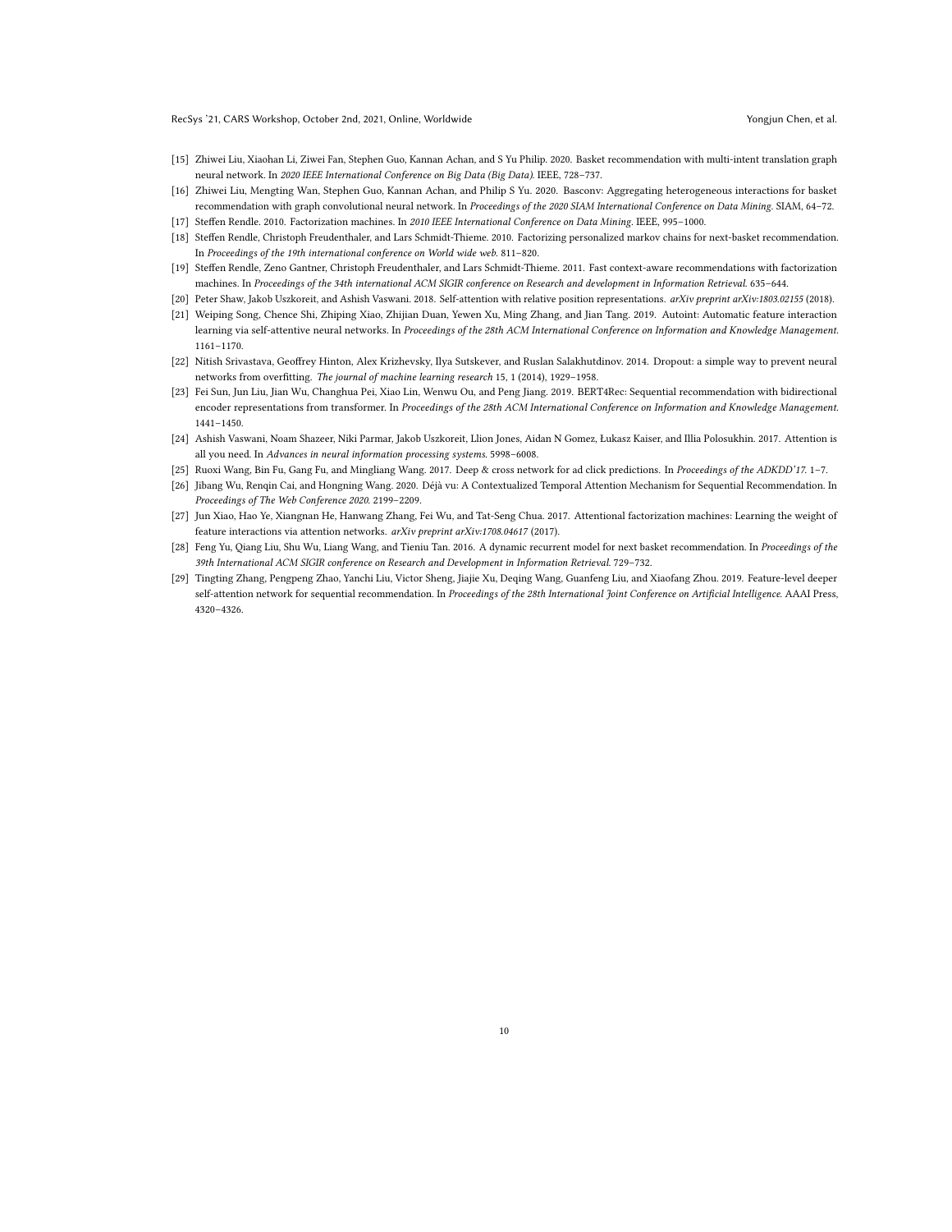[15] Zhiwei Liu, Xiaohan Li, Ziwei Fan, Stephen Guo, Kannan Achan, and S Yu Philip. 2020. Basket recommendation with multi-intent translation graph neural network. In *2020 IEEE International Conference on Big Data (Big Data)*. IEEE, 728–737.

[16] Zhiwei Liu, Mengting Wan, Stephen Guo, Kannan Achan, and Philip S Yu. 2020. Basconv: Aggregating heterogeneous interactions for basket recommendation with graph convolutional neural network. In *Proceedings of the 2020 SIAM International Conference on Data Mining*. SIAM, 64–72.

[17] Steffen Rendle. 2010. Factorization machines. In *2010 IEEE International Conference on Data Mining*. IEEE, 995–1000.

[18] Steffen Rendle, Christoph Freudenthaler, and Lars Schmidt-Thieme. 2010. Factorizing personalized markov chains for next-basket recommendation. In *Proceedings of the 19th international conference on World wide web*. 811–820.

[19] Steffen Rendle, Zeno Gantner, Christoph Freudenthaler, and Lars Schmidt-Thieme. 2011. Fast context-aware recommendations with factorization machines. In *Proceedings of the 34th international ACM SIGIR conference on Research and development in Information Retrieval*. 635–644.

[20] Peter Shaw, Jakob Uszkoreit, and Ashish Vaswani. 2018. Self-attention with relative position representations. *arXiv preprint arXiv:1803.02155* (2018).

[21] Weiping Song, Chence Shi, Zhiping Xiao, Zhijian Duan, Yewen Xu, Ming Zhang, and Jian Tang. 2019. Autoint: Automatic feature interaction learning via self-attentive neural networks. In *Proceedings of the 28th ACM International Conference on Information and Knowledge Management*. 1161–1170.

[22] Nitish Srivastava, Geoffrey Hinton, Alex Krizhevsky, Ilya Sutskever, and Ruslan Salakhutdinov. 2014. Dropout: a simple way to prevent neural networks from overfitting. *The journal of machine learning research* 15, 1 (2014), 1929–1958.

[23] Fei Sun, Jun Liu, Jian Wu, Changhua Pei, Xiao Lin, Wenwu Ou, and Peng Jiang. 2019. BERT4Rec: Sequential recommendation with bidirectional encoder representations from transformer. In *Proceedings of the 28th ACM International Conference on Information and Knowledge Management*. 1441–1450.

[24] Ashish Vaswani, Noam Shazeer, Niki Parmar, Jakob Uszkoreit, Llion Jones, Aidan N Gomez, Łukasz Kaiser, and Illia Polosukhin. 2017. Attention is all you need. In *Advances in neural information processing systems*. 5998–6008.

[25] Ruoxi Wang, Bin Fu, Gang Fu, and Mingliang Wang. 2017. Deep & cross network for ad click predictions. In *Proceedings of the ADKDD'17*. 1–7.

[26] Jibang Wu, Renqin Cai, and Hongning Wang. 2020. Déjà vu: A Contextualized Temporal Attention Mechanism for Sequential Recommendation. In *Proceedings of The Web Conference 2020*. 2199–2209.

[27] Jun Xiao, Hao Ye, Xiangnan He, Hanwang Zhang, Fei Wu, and Tat-Seng Chua. 2017. Attentional factorization machines: Learning the weight of feature interactions via attention networks. *arXiv preprint arXiv:1708.04617* (2017).

[28] Feng Yu, Qiang Liu, Shu Wu, Liang Wang, and Tieniu Tan. 2016. A dynamic recurrent model for next basket recommendation. In *Proceedings of the 39th International ACM SIGIR conference on Research and Development in Information Retrieval*. 729–732.

[29] Tingting Zhang, Pengpeng Zhao, Yanchi Liu, Victor Sheng, Jiajie Xu, Deqing Wang, Guanfeng Liu, and Xiaofang Zhou. 2019. Feature-level deeper self-attention network for sequential recommendation. In *Proceedings of the 28th International Joint Conference on Artificial Intelligence*. AAAI Press, 4320–4326.